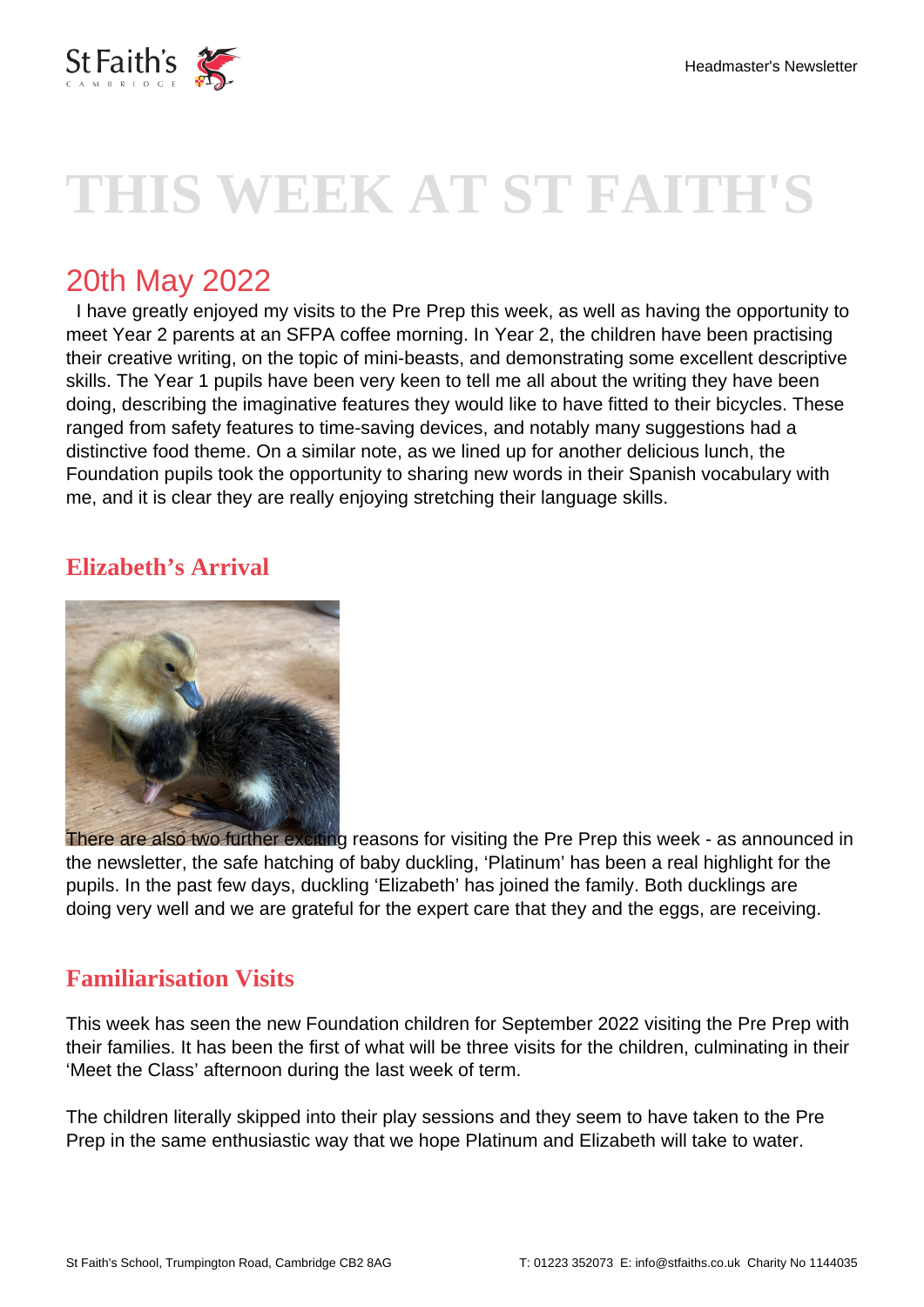# THIS WEEK AT ST FAITH'S

## 20th May 2022

I have greatly enjoyed my visits to the Pre Prep this week, as well as having the opportunity to meet Year 2 parents at an SFPA coffee morning. In Year 2, the children have been practising their creative writing, on the topic of mini-beasts, and demonstrating some excellent descriptive skills. The Year 1 pupils have been very keen to tell me all about the writing they have been doing, describing the imaginative features they would like to have fitted to their bicycles. These ranged from safety features to time-saving devices, and notably many suggestions had a distinctive food theme. On a similar note, as we lined up for another delicious lunch, the Foundation pupils took the opportunity to sharing new words in their Spanish vocabulary with me, and it is clear they are really enjoying stretching their language skills.

### Elizabeth's Arrival

There are also two further exciting reasons for visiting the Pre Prep this week - as announced in the newsletter, the safe hatching of baby duckling, 'Platinum' has been a real highlight for the pupils. In the past few days, duckling 'Elizabeth' has joined the family. Both ducklings are doing very well and we are grateful for the expert care that they and the eggs, are receiving.

### Familiarisation Visits

This week has seen the new Foundation children for September 2022 visiting the Pre Prep with their families. It has been the first of what will be three visits for the children, culminating in their 'Meet the Class' afternoon during the last week of term.

The children literally skipped into their play sessions and they seem to have taken to the Pre Prep in the same enthusiastic way that we hope Platinum and Elizabeth will take to water.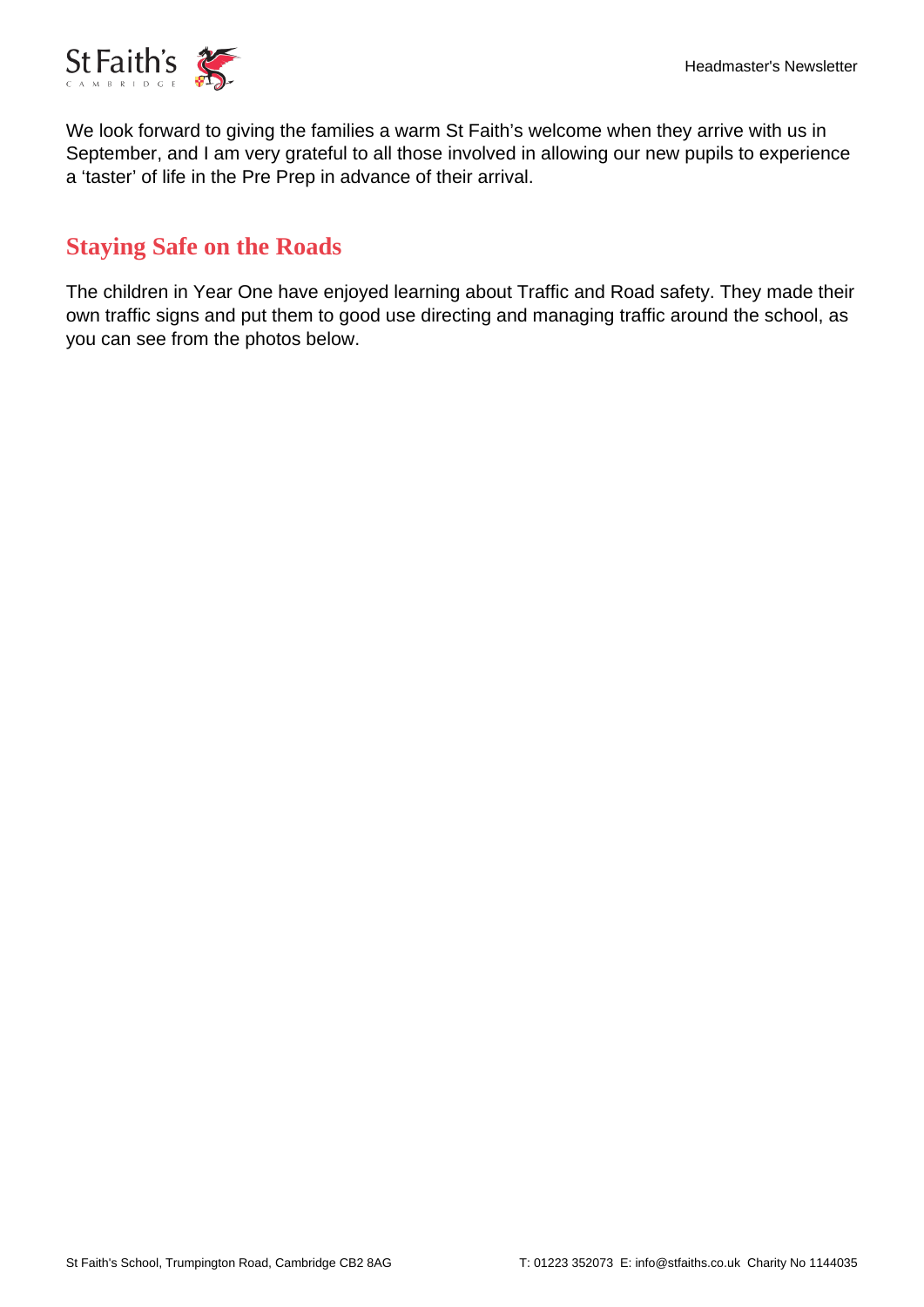We look forward to giving the families a warm St Faith's welcome when they arrive with us in September, and I am very grateful to all those involved in allowing our new pupils to experience a 'taster' of life in the Pre Prep in advance of their arrival.

## Staying Safe on the Roads

The children in Year One have enjoyed learning about Traffic and Road safety. They made their own traffic signs and put them to good use directing and managing traffic around the school, as you can see from the photos below.